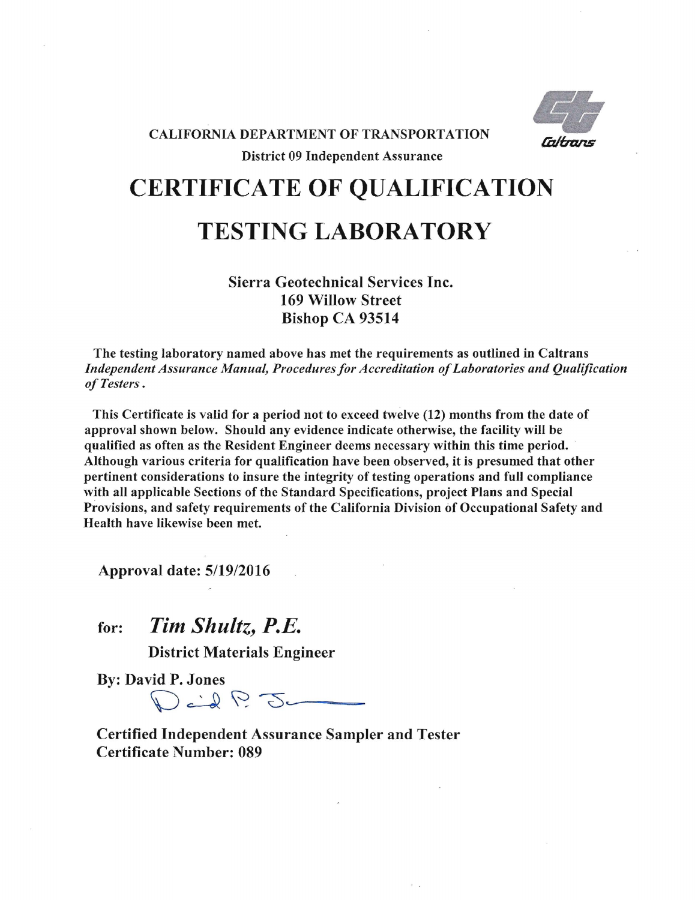CALIFORNIA DEPARTMENT OF TRANSPORTATION

District 09 Independent Assurance

Caltrans

# CERTIFICATE OF QUALIFICATION

# TESTING LABORATORY

**Sierra Geotechnical Services Inc.**
**169 Willow Street**
**Bishop CA 93514**

**The testing laboratory named above has met the requirements as outlined in Caltrans *Independent Assurance Manual, Procedures for Accreditation of Laboratories and Qualification of Testers*.**

**This Certificate is valid for a period not to exceed twelve (12) months from the date of approval shown below. Should any evidence indicate otherwise, the facility will be qualified as often as the Resident Engineer deems necessary within this time period. Although various criteria for qualification have been observed, it is presumed that other pertinent considerations to insure the integrity of testing operations and full compliance with all applicable Sections of the Standard Specifications, project Plans and Special Provisions, and safety requirements of the California Division of Occupational Safety and Health have likewise been met.**

**Approval date: 5/19/2016**

**for: *Tim Shultz, P.E.***

**District Materials Engineer**

**By: David P. Jones**

**Certified Independent Assurance Sampler and Tester**
**Certificate Number: 089**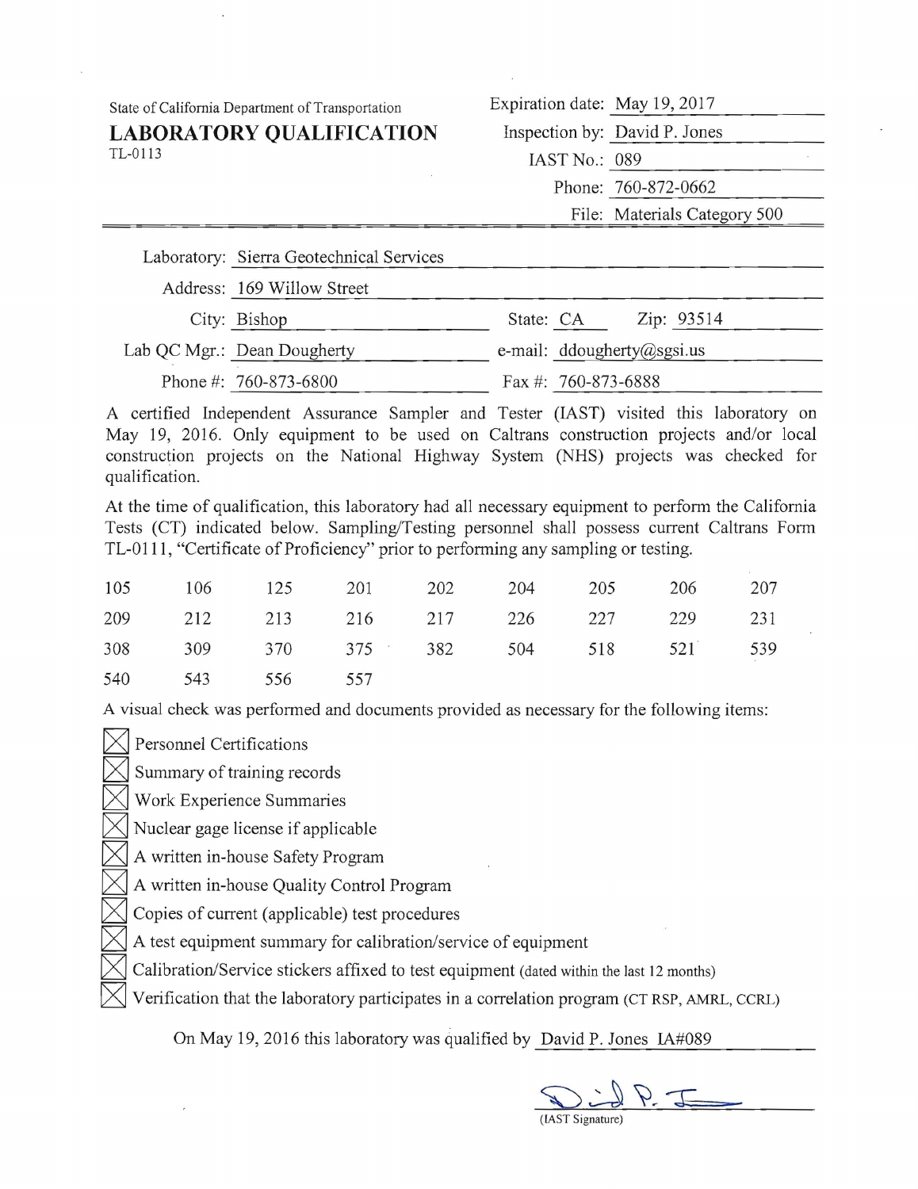State of California Department of Transportation

# LABORATORY QUALIFICATION

TL-0113

Expiration date: May 19, 2017

Inspection by: David P. Jones

IAST No.: 089

Phone: 760-872-0662

File: Materials Category 500

---

Laboratory: Sierra Geotechnical Services

Address: 169 Willow Street

City: Bishop State: CA Zip: 93514

Lab QC Mgr.: Dean Dougherty e-mail: ddougherty@sgsi.us

Phone #: 760-873-6800 Fax #: 760-873-6888

A certified Independent Assurance Sampler and Tester (IAST) visited this laboratory on May 19, 2016. Only equipment to be used on Caltrans construction projects and/or local construction projects on the National Highway System (NHS) projects was checked for qualification.

At the time of qualification, this laboratory had all necessary equipment to perform the California Tests (CT) indicated below. Sampling/Testing personnel shall possess current Caltrans Form TL-0111, "Certificate of Proficiency" prior to performing any sampling or testing.

| | | | | | | | | |
|---|---|---|---|---|---|---|---|---|
| 105 | 106 | 125 | 201 | 202 | 204 | 205 | 206 | 207 |
| 209 | 212 | 213 | 216 | 217 | 226 | 227 | 229 | 231 |
| 308 | 309 | 370 | 375 | 382 | 504 | 518 | 521 | 539 |
| 540 | 543 | 556 | 557 | | | | | |

A visual check was performed and documents provided as necessary for the following items:

- [x] Personnel Certifications
- [x] Summary of training records
- [x] Work Experience Summaries
- [x] Nuclear gage license if applicable
- [x] A written in-house Safety Program
- [x] A written in-house Quality Control Program
- [x] Copies of current (applicable) test procedures
- [x] A test equipment summary for calibration/service of equipment
- [x] Calibration/Service stickers affixed to test equipment (dated within the last 12 months)
- [x] Verification that the laboratory participates in a correlation program (CT RSP, AMRL, CCRL)

On May 19, 2016 this laboratory was qualified by David P. Jones IA#089

(IAST Signature)